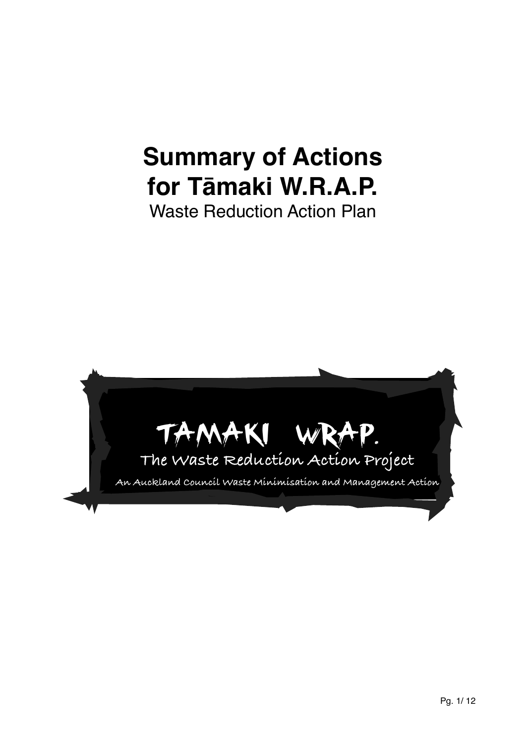# Summary of Actions for Tāmaki W.R.A.P.

Waste Reduction Action Plan

TAMAKI WRAP.

The Waste Reduction Action Project

An Auckland Council Waste Minimisation and Management Action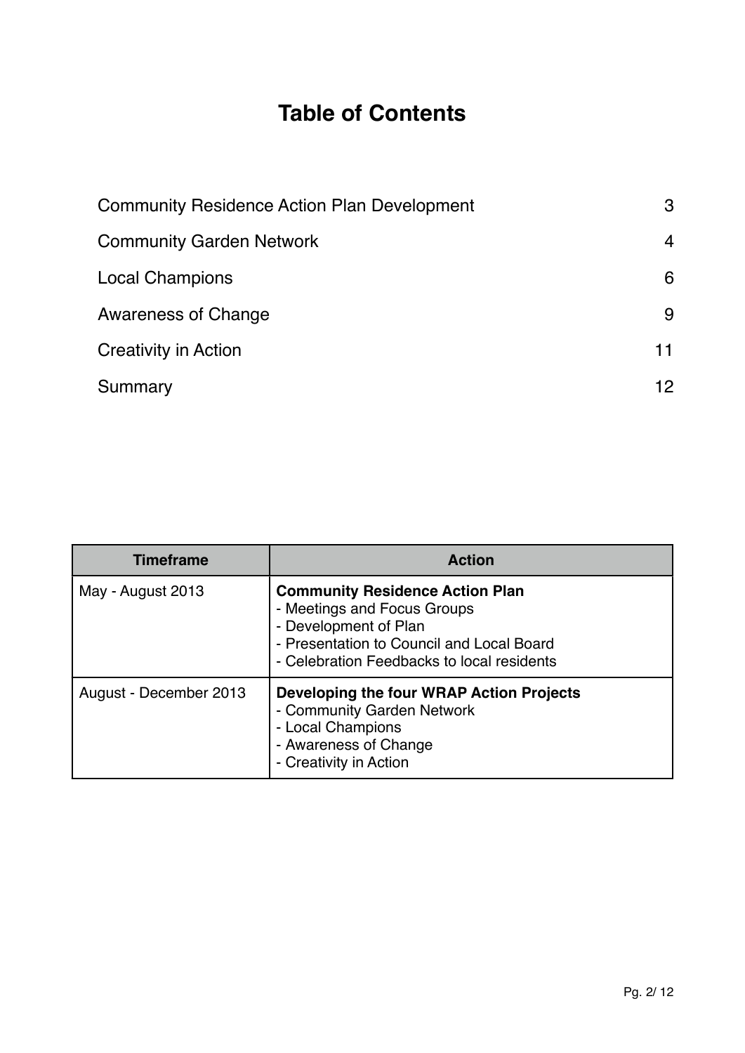# Table of Contents

| | |
|---|---|
| Community Residence Action Plan Development | 3 |
| Community Garden Network | 4 |
| Local Champions | 6 |
| Awareness of Change | 9 |
| Creativity in Action | 11 |
| Summary | 12 |

| Timeframe | Action |
|---|---|
| May - August 2013 | **Community Residence Action Plan**<br>- Meetings and Focus Groups<br>- Development of Plan<br>- Presentation to Council and Local Board<br>- Celebration Feedbacks to local residents |
| August - December 2013 | **Developing the four WRAP Action Projects**<br>- Community Garden Network<br>- Local Champions<br>- Awareness of Change<br>- Creativity in Action |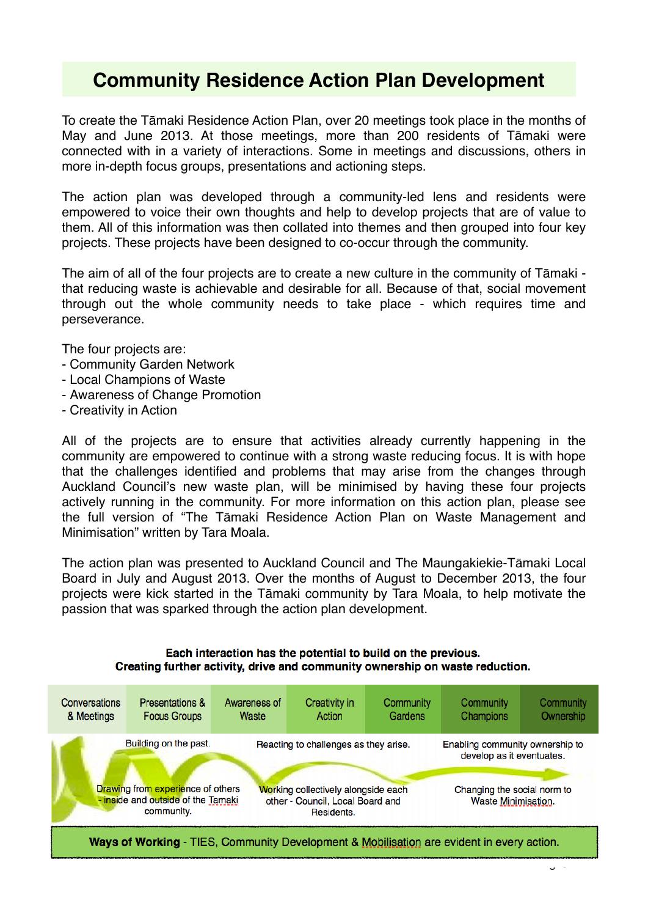# Community Residence Action Plan Development

To create the Tāmaki Residence Action Plan, over 20 meetings took place in the months of May and June 2013. At those meetings, more than 200 residents of Tāmaki were connected with in a variety of interactions. Some in meetings and discussions, others in more in-depth focus groups, presentations and actioning steps.

The action plan was developed through a community-led lens and residents were empowered to voice their own thoughts and help to develop projects that are of value to them. All of this information was then collated into themes and then grouped into four key projects. These projects have been designed to co-occur through the community.

The aim of all of the four projects are to create a new culture in the community of Tāmaki - that reducing waste is achievable and desirable for all. Because of that, social movement through out the whole community needs to take place - which requires time and perseverance.

The four projects are:
- Community Garden Network
- Local Champions of Waste
- Awareness of Change Promotion
- Creativity in Action

All of the projects are to ensure that activities already currently happening in the community are empowered to continue with a strong waste reducing focus. It is with hope that the challenges identified and problems that may arise from the changes through Auckland Council's new waste plan, will be minimised by having these four projects actively running in the community. For more information on this action plan, please see the full version of "The Tāmaki Residence Action Plan on Waste Management and Minimisation" written by Tara Moala.

The action plan was presented to Auckland Council and The Maungakiekie-Tāmaki Local Board in July and August 2013. Over the months of August to December 2013, the four projects were kick started in the Tāmaki community by Tara Moala, to help motivate the passion that was sparked through the action plan development.

**Each interaction has the potential to build on the previous.**
**Creating further activity, drive and community ownership on waste reduction.**

| Conversations & Meetings | Presentations & Focus Groups | Awareness of Waste | Creativity in Action | Community Gardens | Community Champions | Community Ownership |
|---|---|---|---|---|---|---|

Building on the past.

Reacting to challenges as they arise.

Enabling community ownership to develop as it eventuates.

Drawing from experience of others - inside and outside of the Tamaki community.

Working collectively alongside each other - Council, Local Board and Residents.

Changing the social norm to Waste Minimisation.

**Ways of Working** - TIES, Community Development & Mobilisation are evident in every action.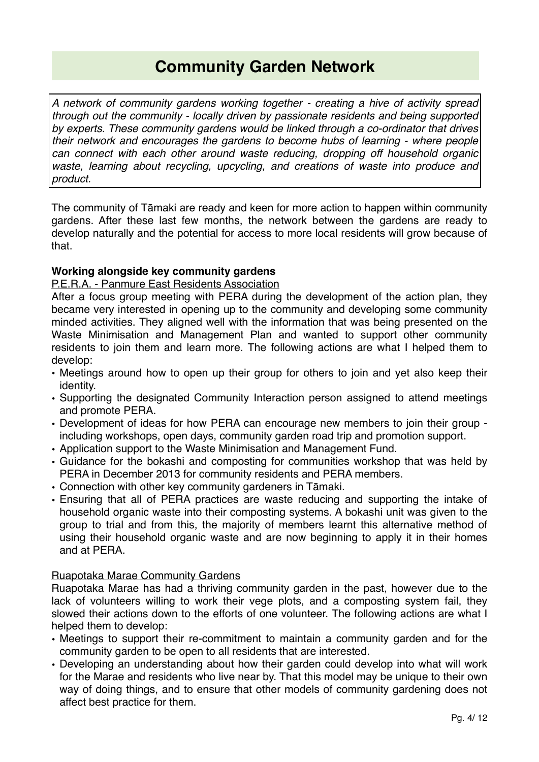# Community Garden Network

*A network of community gardens working together - creating a hive of activity spread through out the community - locally driven by passionate residents and being supported by experts. These community gardens would be linked through a co-ordinator that drives their network and encourages the gardens to become hubs of learning - where people can connect with each other around waste reducing, dropping off household organic waste, learning about recycling, upcycling, and creations of waste into produce and product.*

The community of Tāmaki are ready and keen for more action to happen within community gardens. After these last few months, the network between the gardens are ready to develop naturally and the potential for access to more local residents will grow because of that.

**Working alongside key community gardens**

<u>P.E.R.A. - Panmure East Residents Association</u>

After a focus group meeting with PERA during the development of the action plan, they became very interested in opening up to the community and developing some community minded activities. They aligned well with the information that was being presented on the Waste Minimisation and Management Plan and wanted to support other community residents to join them and learn more. The following actions are what I helped them to develop:

- Meetings around how to open up their group for others to join and yet also keep their identity.
- Supporting the designated Community Interaction person assigned to attend meetings and promote PERA.
- Development of ideas for how PERA can encourage new members to join their group - including workshops, open days, community garden road trip and promotion support.
- Application support to the Waste Minimisation and Management Fund.
- Guidance for the bokashi and composting for communities workshop that was held by PERA in December 2013 for community residents and PERA members.
- Connection with other key community gardeners in Tāmaki.
- Ensuring that all of PERA practices are waste reducing and supporting the intake of household organic waste into their composting systems. A bokashi unit was given to the group to trial and from this, the majority of members learnt this alternative method of using their household organic waste and are now beginning to apply it in their homes and at PERA.

<u>Ruapotaka Marae Community Gardens</u>

Ruapotaka Marae has had a thriving community garden in the past, however due to the lack of volunteers willing to work their vege plots, and a composting system fail, they slowed their actions down to the efforts of one volunteer. The following actions are what I helped them to develop:

- Meetings to support their re-commitment to maintain a community garden and for the community garden to be open to all residents that are interested.
- Developing an understanding about how their garden could develop into what will work for the Marae and residents who live near by. That this model may be unique to their own way of doing things, and to ensure that other models of community gardening does not affect best practice for them.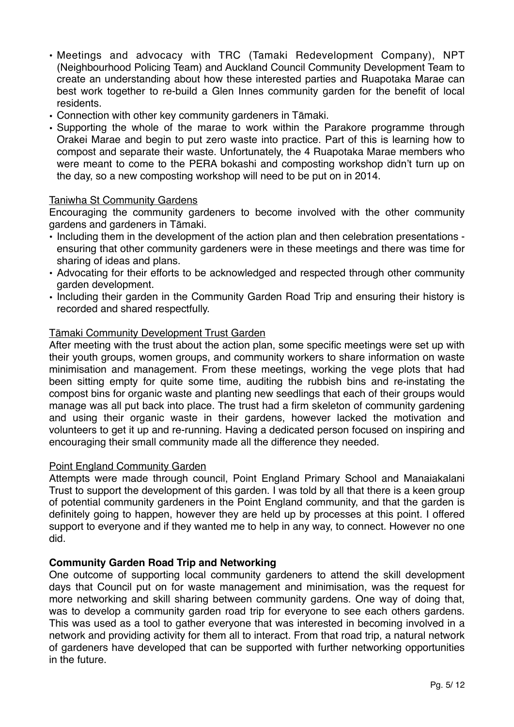- Meetings and advocacy with TRC (Tamaki Redevelopment Company), NPT (Neighbourhood Policing Team) and Auckland Council Community Development Team to create an understanding about how these interested parties and Ruapotaka Marae can best work together to re-build a Glen Innes community garden for the benefit of local residents.
- Connection with other key community gardeners in Tāmaki.
- Supporting the whole of the marae to work within the Parakore programme through Orakei Marae and begin to put zero waste into practice. Part of this is learning how to compost and separate their waste. Unfortunately, the 4 Ruapotaka Marae members who were meant to come to the PERA bokashi and composting workshop didn't turn up on the day, so a new composting workshop will need to be put on in 2014.

Taniwha St Community Gardens

Encouraging the community gardeners to become involved with the other community gardens and gardeners in Tāmaki.

- Including them in the development of the action plan and then celebration presentations - ensuring that other community gardeners were in these meetings and there was time for sharing of ideas and plans.
- Advocating for their efforts to be acknowledged and respected through other community garden development.
- Including their garden in the Community Garden Road Trip and ensuring their history is recorded and shared respectfully.

Tāmaki Community Development Trust Garden

After meeting with the trust about the action plan, some specific meetings were set up with their youth groups, women groups, and community workers to share information on waste minimisation and management. From these meetings, working the vege plots that had been sitting empty for quite some time, auditing the rubbish bins and re-instating the compost bins for organic waste and planting new seedlings that each of their groups would manage was all put back into place. The trust had a firm skeleton of community gardening and using their organic waste in their gardens, however lacked the motivation and volunteers to get it up and re-running. Having a dedicated person focused on inspiring and encouraging their small community made all the difference they needed.

Point England Community Garden

Attempts were made through council, Point England Primary School and Manaiakalani Trust to support the development of this garden. I was told by all that there is a keen group of potential community gardeners in the Point England community, and that the garden is definitely going to happen, however they are held up by processes at this point. I offered support to everyone and if they wanted me to help in any way, to connect. However no one did.

**Community Garden Road Trip and Networking**

One outcome of supporting local community gardeners to attend the skill development days that Council put on for waste management and minimisation, was the request for more networking and skill sharing between community gardens. One way of doing that, was to develop a community garden road trip for everyone to see each others gardens. This was used as a tool to gather everyone that was interested in becoming involved in a network and providing activity for them all to interact. From that road trip, a natural network of gardeners have developed that can be supported with further networking opportunities in the future.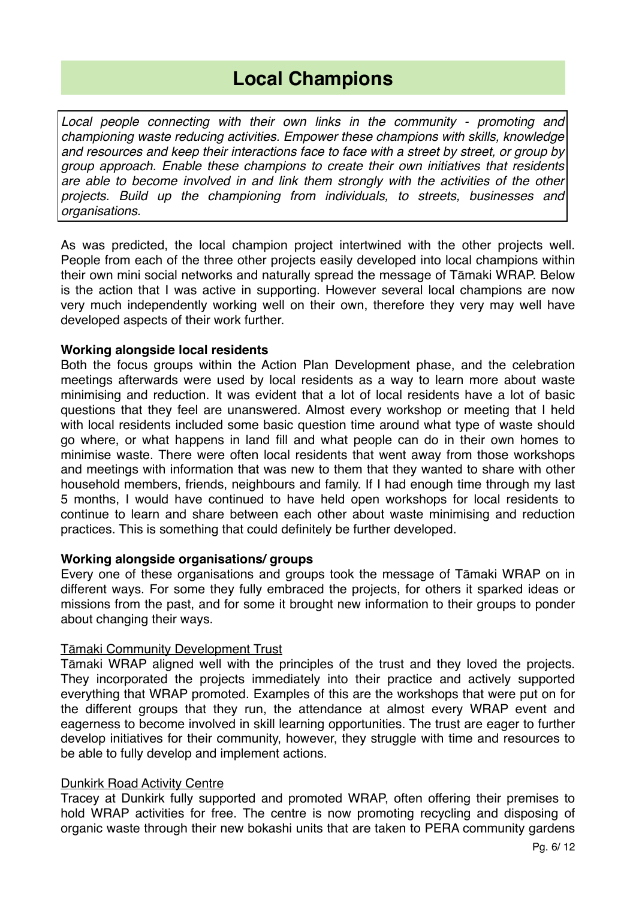# Local Champions

*Local people connecting with their own links in the community - promoting and championing waste reducing activities. Empower these champions with skills, knowledge and resources and keep their interactions face to face with a street by street, or group by group approach. Enable these champions to create their own initiatives that residents are able to become involved in and link them strongly with the activities of the other projects. Build up the championing from individuals, to streets, businesses and organisations.*

As was predicted, the local champion project intertwined with the other projects well. People from each of the three other projects easily developed into local champions within their own mini social networks and naturally spread the message of Tāmaki WRAP. Below is the action that I was active in supporting. However several local champions are now very much independently working well on their own, therefore they very may well have developed aspects of their work further.

**Working alongside local residents**

Both the focus groups within the Action Plan Development phase, and the celebration meetings afterwards were used by local residents as a way to learn more about waste minimising and reduction. It was evident that a lot of local residents have a lot of basic questions that they feel are unanswered. Almost every workshop or meeting that I held with local residents included some basic question time around what type of waste should go where, or what happens in land fill and what people can do in their own homes to minimise waste. There were often local residents that went away from those workshops and meetings with information that was new to them that they wanted to share with other household members, friends, neighbours and family. If I had enough time through my last 5 months, I would have continued to have held open workshops for local residents to continue to learn and share between each other about waste minimising and reduction practices. This is something that could definitely be further developed.

**Working alongside organisations/ groups**

Every one of these organisations and groups took the message of Tāmaki WRAP on in different ways. For some they fully embraced the projects, for others it sparked ideas or missions from the past, and for some it brought new information to their groups to ponder about changing their ways.

<u>Tāmaki Community Development Trust</u>

Tāmaki WRAP aligned well with the principles of the trust and they loved the projects. They incorporated the projects immediately into their practice and actively supported everything that WRAP promoted. Examples of this are the workshops that were put on for the different groups that they run, the attendance at almost every WRAP event and eagerness to become involved in skill learning opportunities. The trust are eager to further develop initiatives for their community, however, they struggle with time and resources to be able to fully develop and implement actions.

<u>Dunkirk Road Activity Centre</u>

Tracey at Dunkirk fully supported and promoted WRAP, often offering their premises to hold WRAP activities for free. The centre is now promoting recycling and disposing of organic waste through their new bokashi units that are taken to PERA community gardens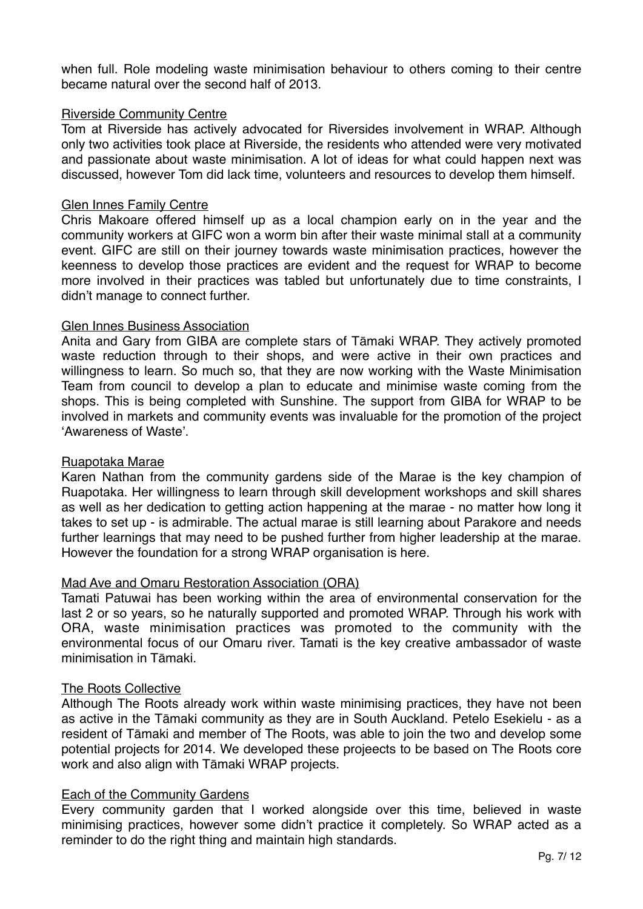when full. Role modeling waste minimisation behaviour to others coming to their centre became natural over the second half of 2013.

<u>Riverside Community Centre</u>

Tom at Riverside has actively advocated for Riversides involvement in WRAP. Although only two activities took place at Riverside, the residents who attended were very motivated and passionate about waste minimisation. A lot of ideas for what could happen next was discussed, however Tom did lack time, volunteers and resources to develop them himself.

<u>Glen Innes Family Centre</u>

Chris Makoare offered himself up as a local champion early on in the year and the community workers at GIFC won a worm bin after their waste minimal stall at a community event. GIFC are still on their journey towards waste minimisation practices, however the keenness to develop those practices are evident and the request for WRAP to become more involved in their practices was tabled but unfortunately due to time constraints, I didn't manage to connect further.

<u>Glen Innes Business Association</u>

Anita and Gary from GIBA are complete stars of Tāmaki WRAP. They actively promoted waste reduction through to their shops, and were active in their own practices and willingness to learn. So much so, that they are now working with the Waste Minimisation Team from council to develop a plan to educate and minimise waste coming from the shops. This is being completed with Sunshine. The support from GIBA for WRAP to be involved in markets and community events was invaluable for the promotion of the project 'Awareness of Waste'.

<u>Ruapotaka Marae</u>

Karen Nathan from the community gardens side of the Marae is the key champion of Ruapotaka. Her willingness to learn through skill development workshops and skill shares as well as her dedication to getting action happening at the marae - no matter how long it takes to set up - is admirable. The actual marae is still learning about Parakore and needs further learnings that may need to be pushed further from higher leadership at the marae. However the foundation for a strong WRAP organisation is here.

<u>Mad Ave and Omaru Restoration Association (ORA)</u>

Tamati Patuwai has been working within the area of environmental conservation for the last 2 or so years, so he naturally supported and promoted WRAP. Through his work with ORA, waste minimisation practices was promoted to the community with the environmental focus of our Omaru river. Tamati is the key creative ambassador of waste minimisation in Tāmaki.

<u>The Roots Collective</u>

Although The Roots already work within waste minimising practices, they have not been as active in the Tāmaki community as they are in South Auckland. Petelo Esekielu - as a resident of Tāmaki and member of The Roots, was able to join the two and develop some potential projects for 2014. We developed these projeects to be based on The Roots core work and also align with Tāmaki WRAP projects.

<u>Each of the Community Gardens</u>

Every community garden that I worked alongside over this time, believed in waste minimising practices, however some didn't practice it completely. So WRAP acted as a reminder to do the right thing and maintain high standards.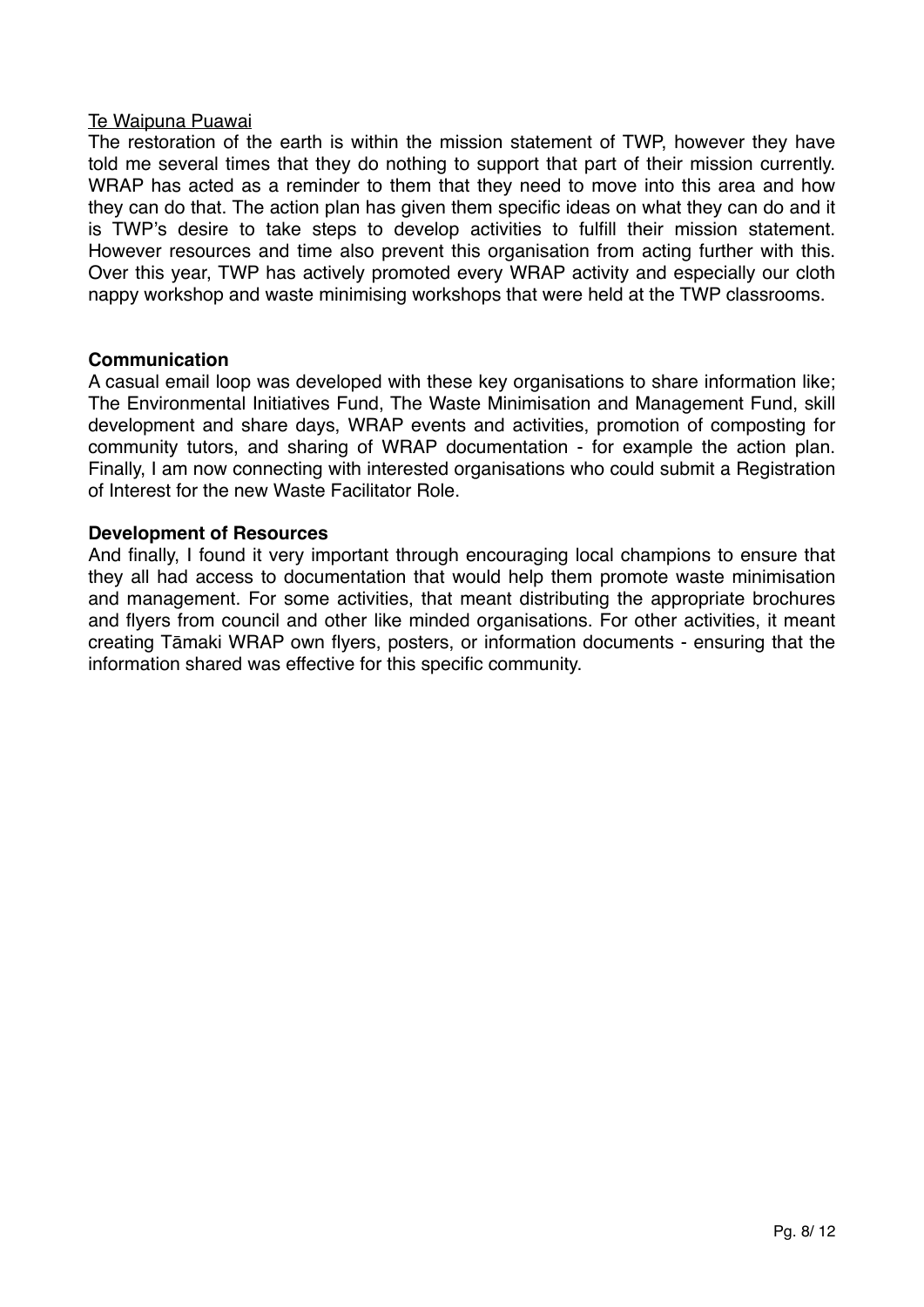Te Waipuna Puawai

The restoration of the earth is within the mission statement of TWP, however they have told me several times that they do nothing to support that part of their mission currently. WRAP has acted as a reminder to them that they need to move into this area and how they can do that. The action plan has given them specific ideas on what they can do and it is TWP's desire to take steps to develop activities to fulfill their mission statement. However resources and time also prevent this organisation from acting further with this. Over this year, TWP has actively promoted every WRAP activity and especially our cloth nappy workshop and waste minimising workshops that were held at the TWP classrooms.

**Communication**

A casual email loop was developed with these key organisations to share information like; The Environmental Initiatives Fund, The Waste Minimisation and Management Fund, skill development and share days, WRAP events and activities, promotion of composting for community tutors, and sharing of WRAP documentation - for example the action plan. Finally, I am now connecting with interested organisations who could submit a Registration of Interest for the new Waste Facilitator Role.

**Development of Resources**

And finally, I found it very important through encouraging local champions to ensure that they all had access to documentation that would help them promote waste minimisation and management. For some activities, that meant distributing the appropriate brochures and flyers from council and other like minded organisations. For other activities, it meant creating Tāmaki WRAP own flyers, posters, or information documents - ensuring that the information shared was effective for this specific community.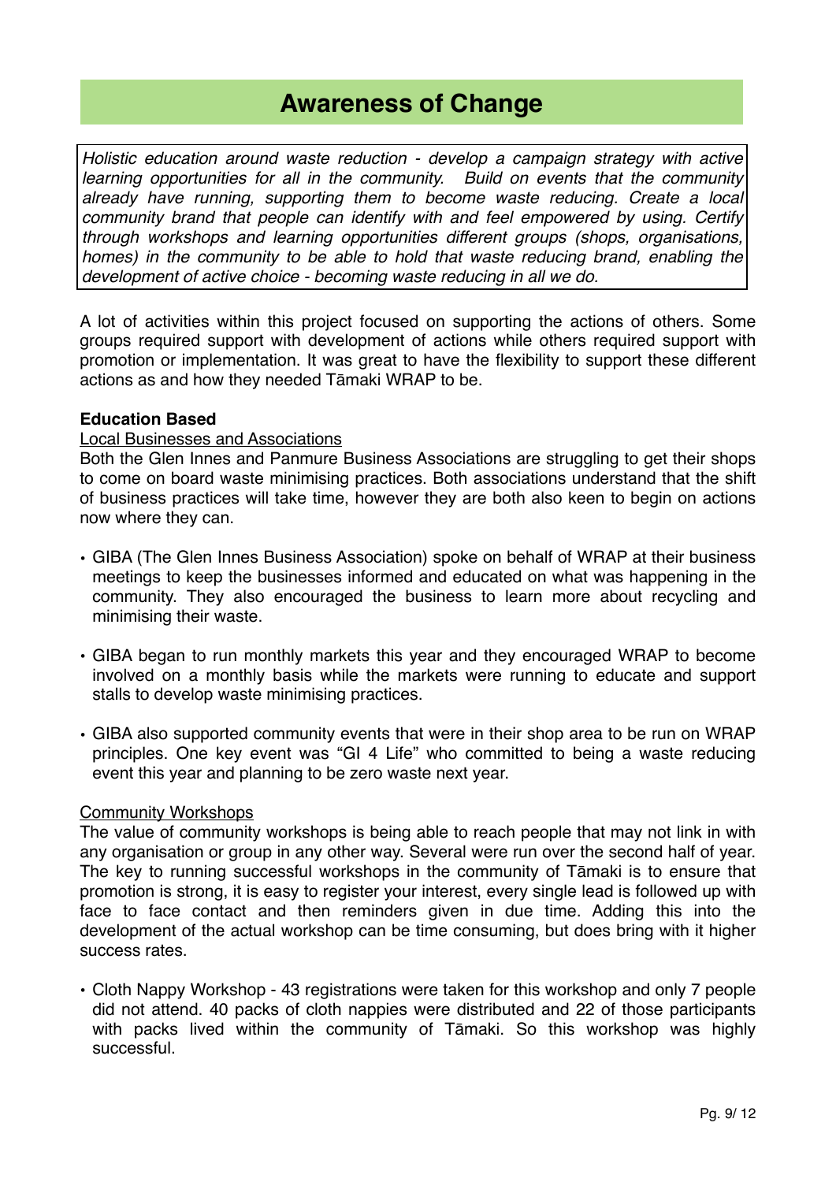# Awareness of Change

*Holistic education around waste reduction - develop a campaign strategy with active learning opportunities for all in the community. Build on events that the community already have running, supporting them to become waste reducing. Create a local community brand that people can identify with and feel empowered by using. Certify through workshops and learning opportunities different groups (shops, organisations, homes) in the community to be able to hold that waste reducing brand, enabling the development of active choice - becoming waste reducing in all we do.*

A lot of activities within this project focused on supporting the actions of others. Some groups required support with development of actions while others required support with promotion or implementation. It was great to have the flexibility to support these different actions as and how they needed Tāmaki WRAP to be.

**Education Based**

Local Businesses and Associations

Both the Glen Innes and Panmure Business Associations are struggling to get their shops to come on board waste minimising practices. Both associations understand that the shift of business practices will take time, however they are both also keen to begin on actions now where they can.

- GIBA (The Glen Innes Business Association) spoke on behalf of WRAP at their business meetings to keep the businesses informed and educated on what was happening in the community. They also encouraged the business to learn more about recycling and minimising their waste.
- GIBA began to run monthly markets this year and they encouraged WRAP to become involved on a monthly basis while the markets were running to educate and support stalls to develop waste minimising practices.
- GIBA also supported community events that were in their shop area to be run on WRAP principles. One key event was "GI 4 Life" who committed to being a waste reducing event this year and planning to be zero waste next year.

Community Workshops

The value of community workshops is being able to reach people that may not link in with any organisation or group in any other way. Several were run over the second half of year. The key to running successful workshops in the community of Tāmaki is to ensure that promotion is strong, it is easy to register your interest, every single lead is followed up with face to face contact and then reminders given in due time. Adding this into the development of the actual workshop can be time consuming, but does bring with it higher success rates.

- Cloth Nappy Workshop - 43 registrations were taken for this workshop and only 7 people did not attend. 40 packs of cloth nappies were distributed and 22 of those participants with packs lived within the community of Tāmaki. So this workshop was highly successful.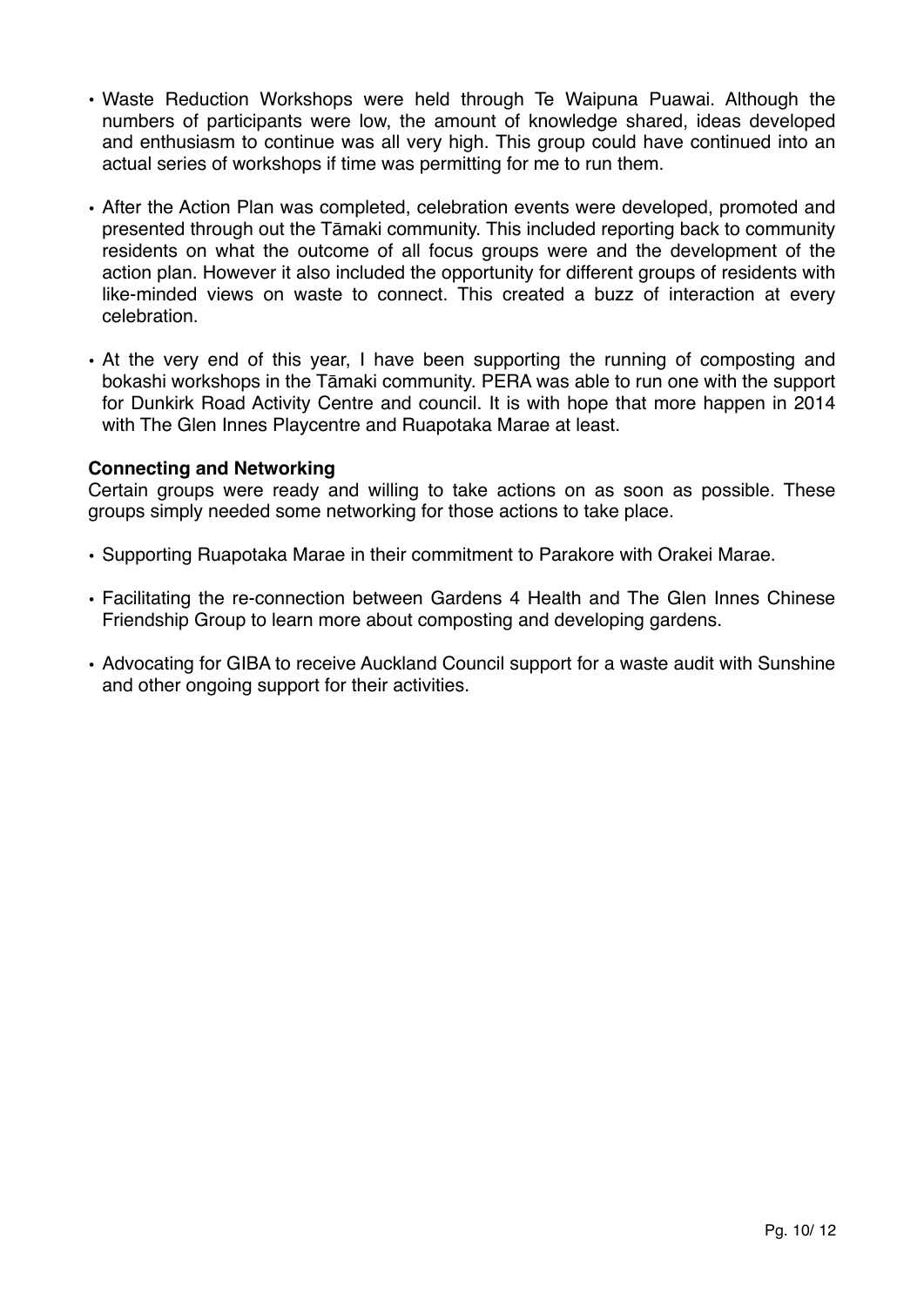- Waste Reduction Workshops were held through Te Waipuna Puawai. Although the numbers of participants were low, the amount of knowledge shared, ideas developed and enthusiasm to continue was all very high. This group could have continued into an actual series of workshops if time was permitting for me to run them.

- After the Action Plan was completed, celebration events were developed, promoted and presented through out the Tāmaki community. This included reporting back to community residents on what the outcome of all focus groups were and the development of the action plan. However it also included the opportunity for different groups of residents with like-minded views on waste to connect. This created a buzz of interaction at every celebration.

- At the very end of this year, I have been supporting the running of composting and bokashi workshops in the Tāmaki community. PERA was able to run one with the support for Dunkirk Road Activity Centre and council. It is with hope that more happen in 2014 with The Glen Innes Playcentre and Ruapotaka Marae at least.

**Connecting and Networking**
Certain groups were ready and willing to take actions on as soon as possible. These groups simply needed some networking for those actions to take place.

- Supporting Ruapotaka Marae in their commitment to Parakore with Orakei Marae.

- Facilitating the re-connection between Gardens 4 Health and The Glen Innes Chinese Friendship Group to learn more about composting and developing gardens.

- Advocating for GIBA to receive Auckland Council support for a waste audit with Sunshine and other ongoing support for their activities.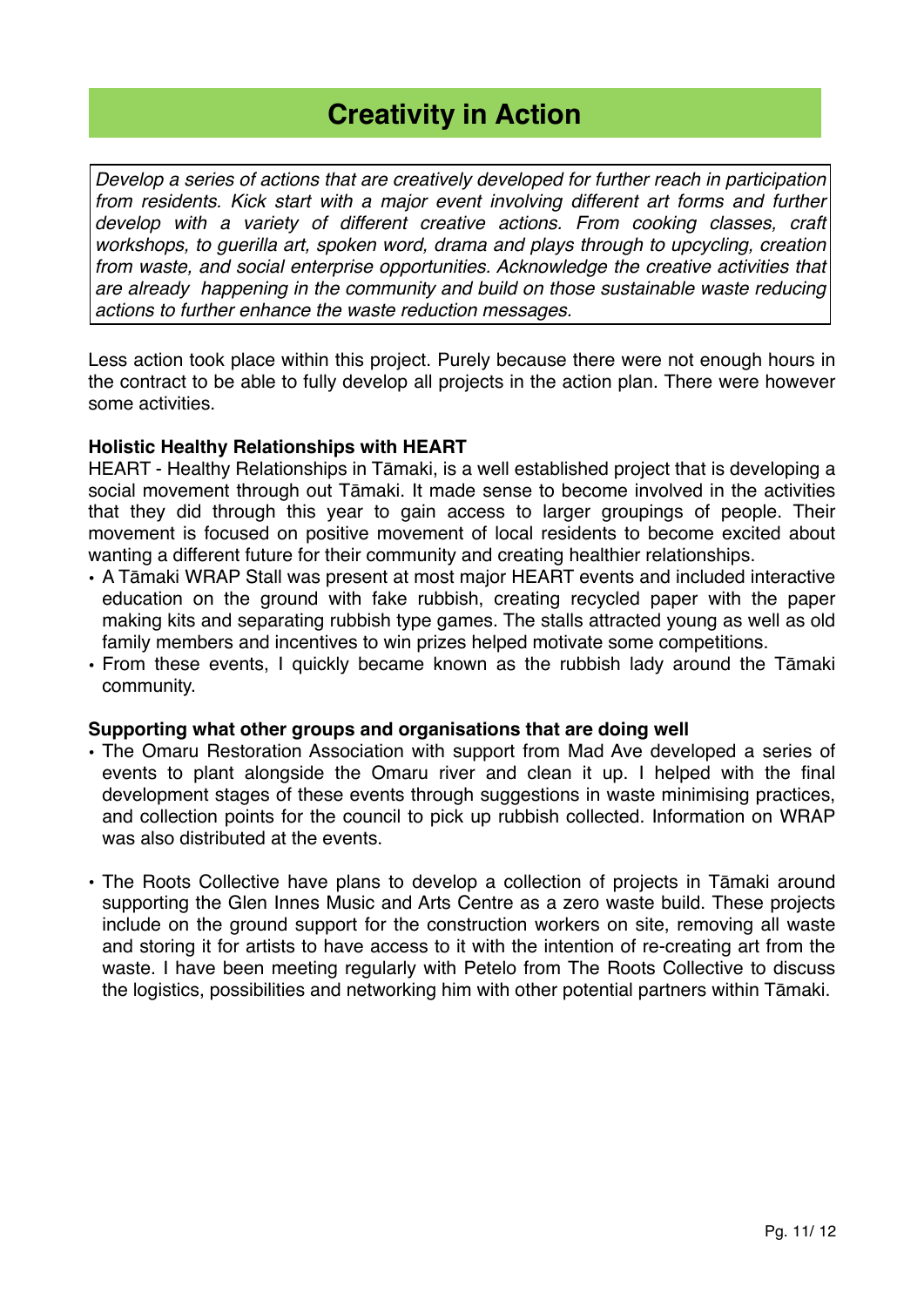# Creativity in Action

*Develop a series of actions that are creatively developed for further reach in participation from residents. Kick start with a major event involving different art forms and further develop with a variety of different creative actions. From cooking classes, craft workshops, to guerilla art, spoken word, drama and plays through to upcycling, creation from waste, and social enterprise opportunities. Acknowledge the creative activities that are already happening in the community and build on those sustainable waste reducing actions to further enhance the waste reduction messages.*

Less action took place within this project. Purely because there were not enough hours in the contract to be able to fully develop all projects in the action plan. There were however some activities.

**Holistic Healthy Relationships with HEART**

HEART - Healthy Relationships in Tāmaki, is a well established project that is developing a social movement through out Tāmaki. It made sense to become involved in the activities that they did through this year to gain access to larger groupings of people. Their movement is focused on positive movement of local residents to become excited about wanting a different future for their community and creating healthier relationships.

- A Tāmaki WRAP Stall was present at most major HEART events and included interactive education on the ground with fake rubbish, creating recycled paper with the paper making kits and separating rubbish type games. The stalls attracted young as well as old family members and incentives to win prizes helped motivate some competitions.
- From these events, I quickly became known as the rubbish lady around the Tāmaki community.

**Supporting what other groups and organisations that are doing well**

- The Omaru Restoration Association with support from Mad Ave developed a series of events to plant alongside the Omaru river and clean it up. I helped with the final development stages of these events through suggestions in waste minimising practices, and collection points for the council to pick up rubbish collected. Information on WRAP was also distributed at the events.

- The Roots Collective have plans to develop a collection of projects in Tāmaki around supporting the Glen Innes Music and Arts Centre as a zero waste build. These projects include on the ground support for the construction workers on site, removing all waste and storing it for artists to have access to it with the intention of re-creating art from the waste. I have been meeting regularly with Petelo from The Roots Collective to discuss the logistics, possibilities and networking him with other potential partners within Tāmaki.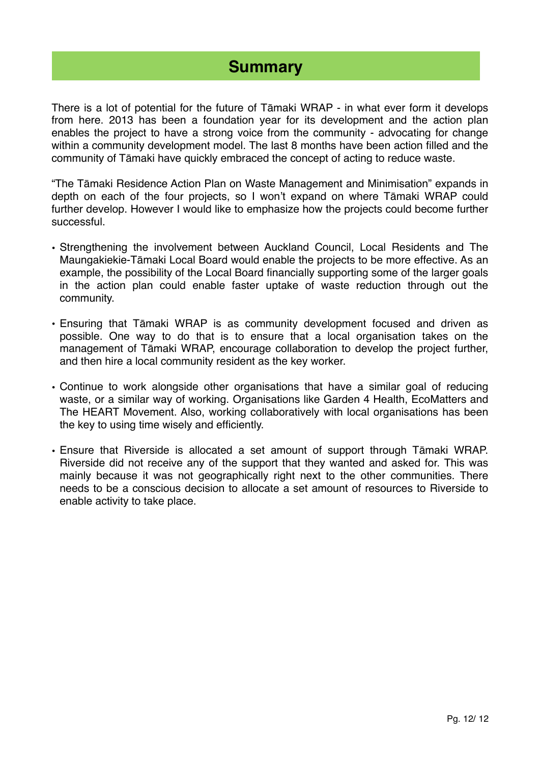## Summary

There is a lot of potential for the future of Tāmaki WRAP - in what ever form it develops from here. 2013 has been a foundation year for its development and the action plan enables the project to have a strong voice from the community - advocating for change within a community development model. The last 8 months have been action filled and the community of Tāmaki have quickly embraced the concept of acting to reduce waste.

"The Tāmaki Residence Action Plan on Waste Management and Minimisation" expands in depth on each of the four projects, so I won't expand on where Tāmaki WRAP could further develop. However I would like to emphasize how the projects could become further successful.

- Strengthening the involvement between Auckland Council, Local Residents and The Maungakiekie-Tāmaki Local Board would enable the projects to be more effective. As an example, the possibility of the Local Board financially supporting some of the larger goals in the action plan could enable faster uptake of waste reduction through out the community.
- Ensuring that Tāmaki WRAP is as community development focused and driven as possible. One way to do that is to ensure that a local organisation takes on the management of Tāmaki WRAP, encourage collaboration to develop the project further, and then hire a local community resident as the key worker.
- Continue to work alongside other organisations that have a similar goal of reducing waste, or a similar way of working. Organisations like Garden 4 Health, EcoMatters and The HEART Movement. Also, working collaboratively with local organisations has been the key to using time wisely and efficiently.
- Ensure that Riverside is allocated a set amount of support through Tāmaki WRAP. Riverside did not receive any of the support that they wanted and asked for. This was mainly because it was not geographically right next to the other communities. There needs to be a conscious decision to allocate a set amount of resources to Riverside to enable activity to take place.